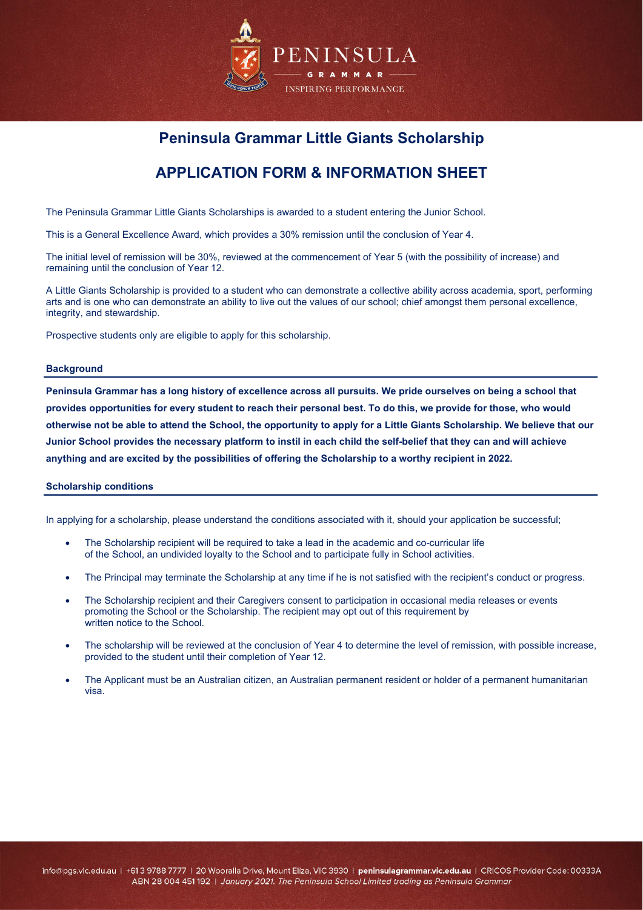# Peninsula Grammar Little Giants Scholarship

# APPLICATION FORM & INFORMATION SHEET

The Peninsula Grammar Little Giants Scholarships is awarded to a student entering the Junior School.

This is a General Excellence Award, which provides a 30% remission until the conclusion of Year 4.

The initial level of remission will be 30%, reviewed at the commencement of Year 5 (with the possibility of increase) and remaining until the conclusion of Year 12.

A Little Giants Scholarship is provided to a student who can demonstrate a collective ability across academia, sport, performing arts and is one who can demonstrate an ability to live out the values of our school; chief amongst them personal excellence, integrity, and stewardship.

Prospective students only are eligible to apply for this scholarship.

### Background

**Peninsula Grammar has a long history of excellence across all pursuits. We pride ourselves on being a school that provides opportunities for every student to reach their personal best. To do this, we provide for those, who would otherwise not be able to attend the School, the opportunity to apply for a Little Giants Scholarship. We believe that our Junior School provides the necessary platform to instil in each child the self-belief that they can and will achieve anything and are excited by the possibilities of offering the Scholarship to a worthy recipient in 2022.**

### Scholarship conditions

In applying for a scholarship, please understand the conditions associated with it, should your application be successful;

- The Scholarship recipient will be required to take a lead in the academic and co-curricular life of the School, an undivided loyalty to the School and to participate fully in School activities.
- The Principal may terminate the Scholarship at any time if he is not satisfied with the recipient's conduct or progress.
- The Scholarship recipient and their Caregivers consent to participation in occasional media releases or events promoting the School or the Scholarship. The recipient may opt out of this requirement by written notice to the School.
- The scholarship will be reviewed at the conclusion of Year 4 to determine the level of remission, with possible increase, provided to the student until their completion of Year 12.
- The Applicant must be an Australian citizen, an Australian permanent resident or holder of a permanent humanitarian visa.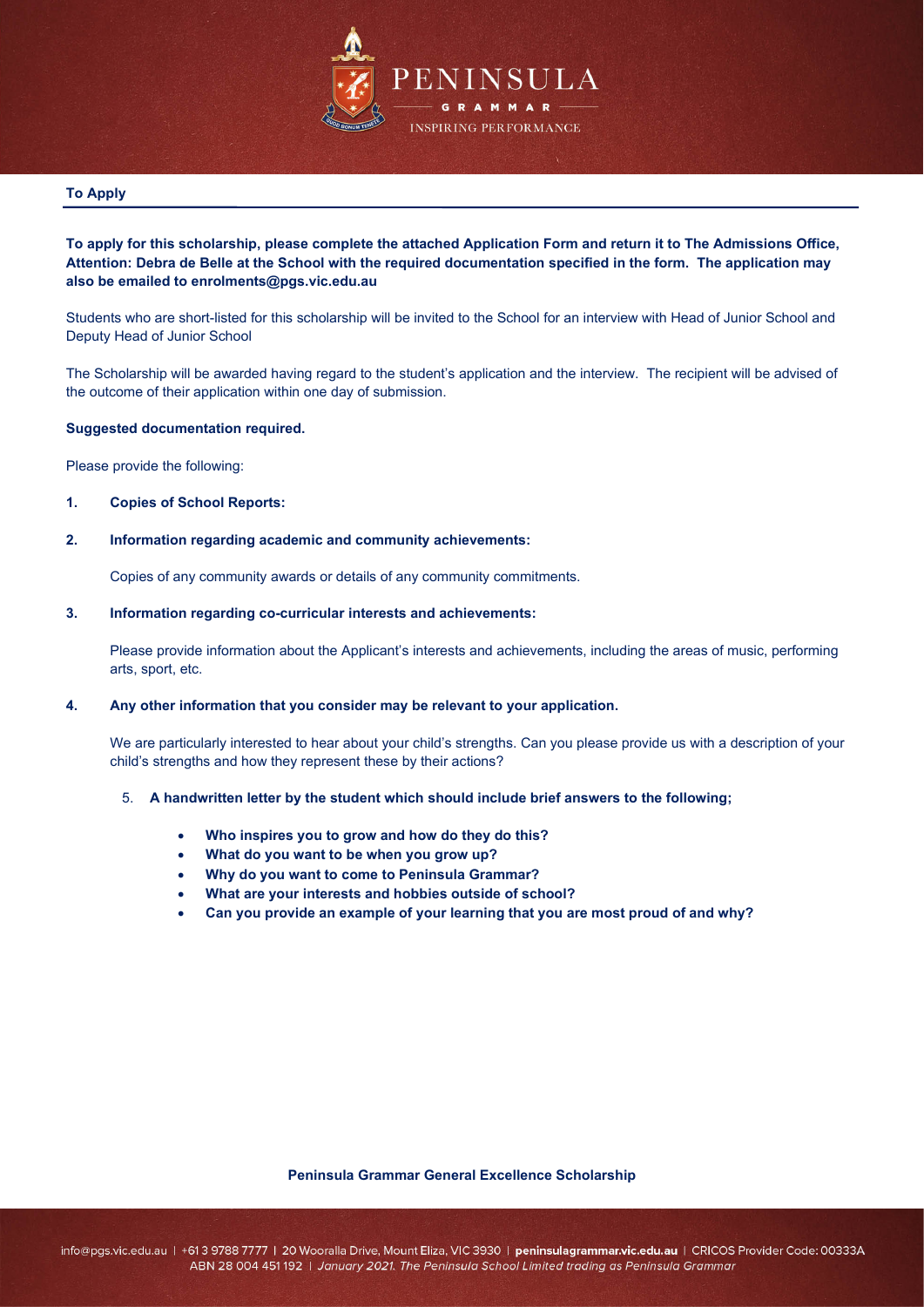## To Apply

**To apply for this scholarship, please complete the attached Application Form and return it to The Admissions Office, Attention: Debra de Belle at the School with the required documentation specified in the form. The application may also be emailed to enrolments@pgs.vic.edu.au**

Students who are short-listed for this scholarship will be invited to the School for an interview with Head of Junior School and Deputy Head of Junior School

The Scholarship will be awarded having regard to the student's application and the interview. The recipient will be advised of the outcome of their application within one day of submission.

**Suggested documentation required.**

Please provide the following:

1. **Copies of School Reports:**

2. **Information regarding academic and community achievements:**

   Copies of any community awards or details of any community commitments.

3. **Information regarding co-curricular interests and achievements:**

   Please provide information about the Applicant's interests and achievements, including the areas of music, performing arts, sport, etc.

4. **Any other information that you consider may be relevant to your application.**

   We are particularly interested to hear about your child's strengths. Can you please provide us with a description of your child's strengths and how they represent these by their actions?

5. **A handwritten letter by the student which should include brief answers to the following;**

   - **Who inspires you to grow and how do they do this?**
   - **What do you want to be when you grow up?**
   - **Why do you want to come to Peninsula Grammar?**
   - **What are your interests and hobbies outside of school?**
   - **Can you provide an example of your learning that you are most proud of and why?**

**Peninsula Grammar General Excellence Scholarship**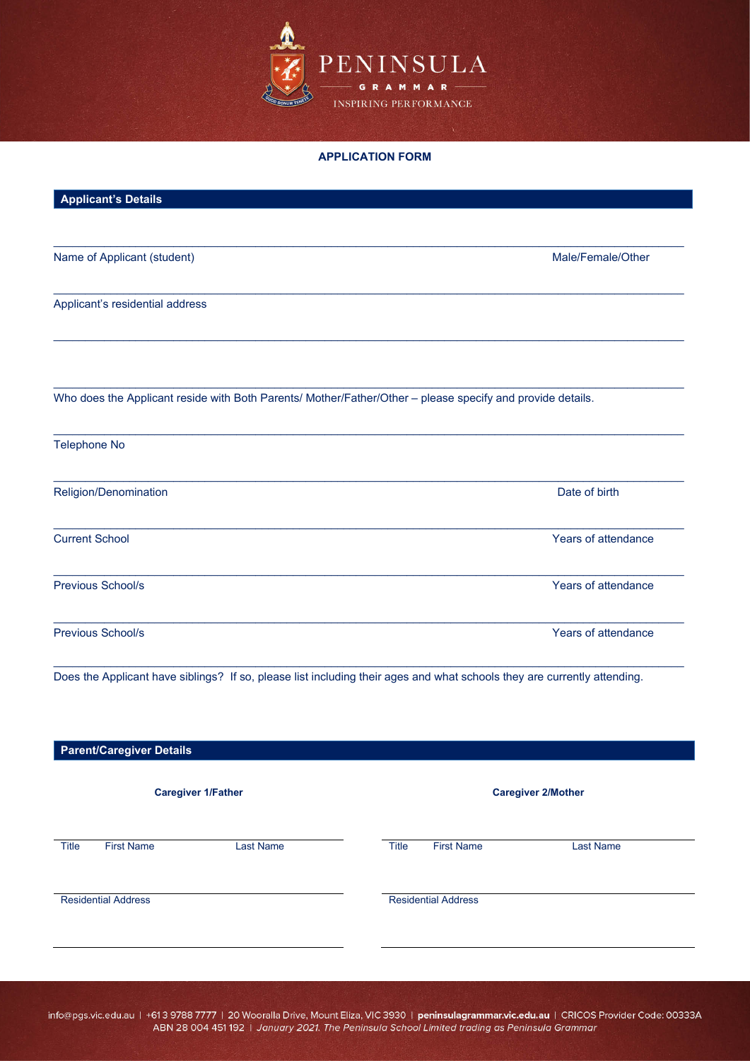# APPLICATION FORM

## Applicant's Details

Name of Applicant (student) Male/Female/Other

Applicant's residential address

Who does the Applicant reside with Both Parents/ Mother/Father/Other – please specify and provide details.

Telephone No

Religion/Denomination Date of birth

Current School Years of attendance

Previous School/s Years of attendance

Previous School/s Years of attendance

Does the Applicant have siblings? If so, please list including their ages and what schools they are currently attending.

## Parent/Caregiver Details

| **Caregiver 1/Father** | **Caregiver 2/Mother** |
|---|---|
| Title First Name Last Name | Title First Name Last Name |
| Residential Address | Residential Address |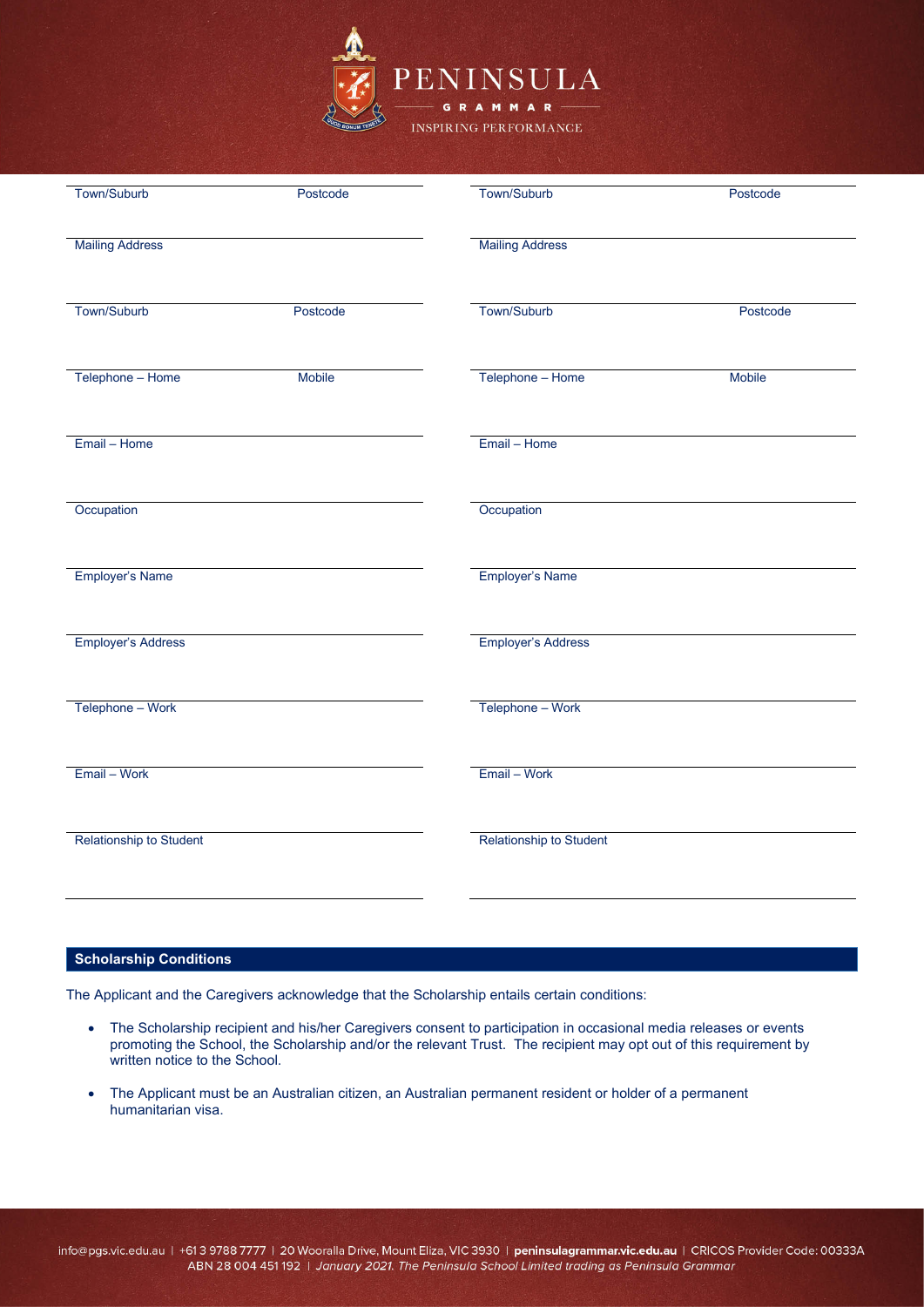| Town/Suburb | Postcode | Town/Suburb | Postcode |
|---|---|---|---|
| Mailing Address | | Mailing Address | |
| Town/Suburb | Postcode | Town/Suburb | Postcode |
| Telephone – Home | Mobile | Telephone – Home | Mobile |
| Email – Home | | Email – Home | |
| Occupation | | Occupation | |
| Employer's Name | | Employer's Name | |
| Employer's Address | | Employer's Address | |
| Telephone – Work | | Telephone – Work | |
| Email – Work | | Email – Work | |
| Relationship to Student | | Relationship to Student | |

## Scholarship Conditions

The Applicant and the Caregivers acknowledge that the Scholarship entails certain conditions:

- The Scholarship recipient and his/her Caregivers consent to participation in occasional media releases or events promoting the School, the Scholarship and/or the relevant Trust. The recipient may opt out of this requirement by written notice to the School.
- The Applicant must be an Australian citizen, an Australian permanent resident or holder of a permanent humanitarian visa.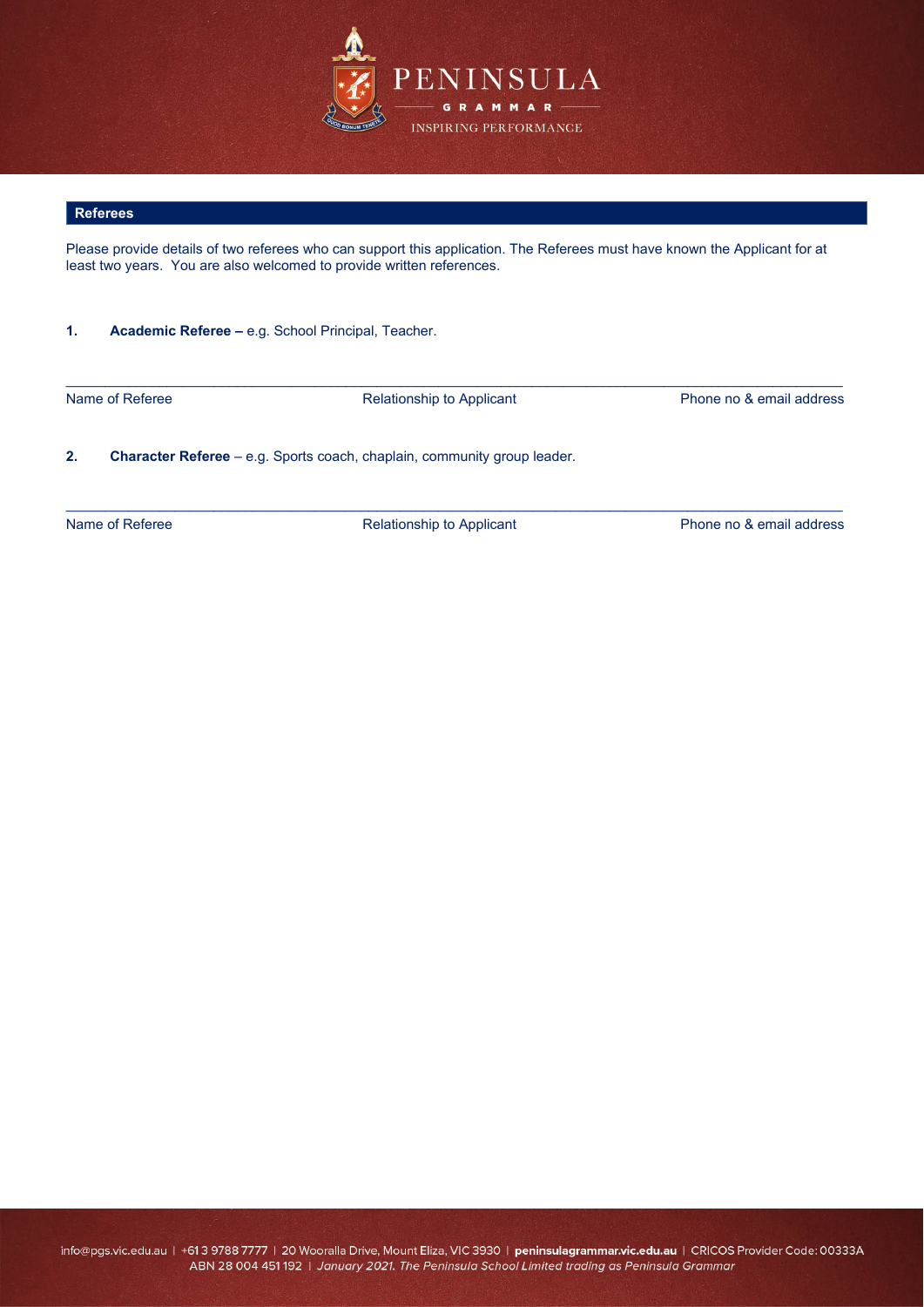## Referees

Please provide details of two referees who can support this application. The Referees must have known the Applicant for at least two years. You are also welcomed to provide written references.

1. **Academic Referee –** e.g. School Principal, Teacher.

_______________________________________________________________________________________

Name of Referee | Relationship to Applicant | Phone no & email address

2. **Character Referee** – e.g. Sports coach, chaplain, community group leader.

_______________________________________________________________________________________

Name of Referee | Relationship to Applicant | Phone no & email address